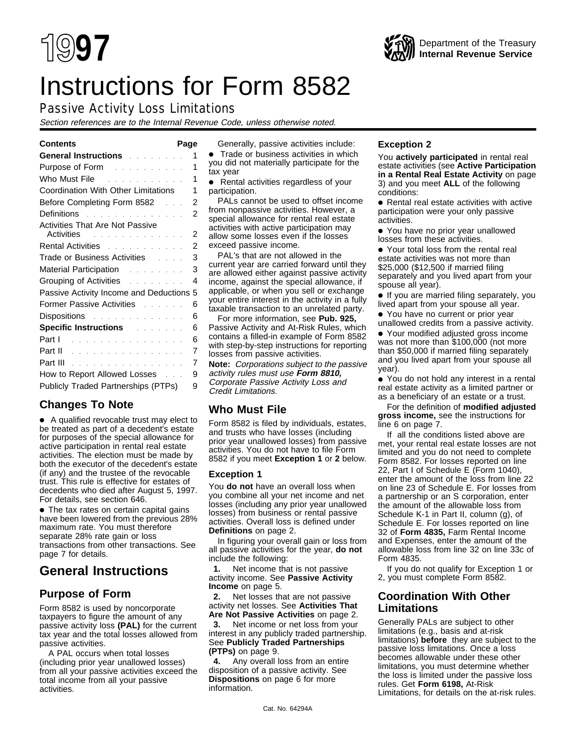# 1997

Department of the Treasury
**Internal Revenue Service**

# Instructions for Form 8582

## Passive Activity Loss Limitations

*Section references are to the Internal Revenue Code, unless otherwise noted.*

| Contents | Page |
|---|---|
| **General Instructions** | 1 |
| Purpose of Form | 1 |
| Who Must File | 1 |
| Coordination With Other Limitations | 1 |
| Before Completing Form 8582 | 2 |
| Definitions | 2 |
| Activities That Are Not Passive Activities | 2 |
| Rental Activities | 2 |
| Trade or Business Activities | 3 |
| Material Participation | 3 |
| Grouping of Activities | 4 |
| Passive Activity Income and Deductions | 5 |
| Former Passive Activities | 6 |
| Dispositions | 6 |
| **Specific Instructions** | 6 |
| Part I | 6 |
| Part II | 7 |
| Part III | 7 |
| How to Report Allowed Losses | 9 |
| Publicly Traded Partnerships (PTPs) | 9 |

## Changes To Note

- A qualified revocable trust may elect to be treated as part of a decedent's estate for purposes of the special allowance for active participation in rental real estate activities. The election must be made by both the executor of the decedent's estate (if any) and the trustee of the revocable trust. This rule is effective for estates of decedents who died after August 5, 1997. For details, see section 646.
- The tax rates on certain capital gains have been lowered from the previous 28% maximum rate. You must therefore separate 28% rate gain or loss transactions from other transactions. See page 7 for details.

# General Instructions

## Purpose of Form

Form 8582 is used by noncorporate taxpayers to figure the amount of any passive activity loss **(PAL)** for the current tax year and the total losses allowed from passive activities.

A PAL occurs when total losses (including prior year unallowed losses) from all your passive activities exceed the total income from all your passive activities.

Generally, passive activities include:

- Trade or business activities in which you did not materially participate for the tax year
- Rental activities regardless of your participation.

PALs cannot be used to offset income from nonpassive activities. However, a special allowance for rental real estate activities with active participation may allow some losses even if the losses exceed passive income.

PAL's that are not allowed in the current year are carried forward until they are allowed either against passive activity income, against the special allowance, if applicable, or when you sell or exchange your entire interest in the activity in a fully taxable transaction to an unrelated party.

For more information, see **Pub. 925,** Passive Activity and At-Risk Rules, which contains a filled-in example of Form 8582 with step-by-step instructions for reporting losses from passive activities.

**Note:** *Corporations subject to the passive activity rules must use* ***Form 8810,*** *Corporate Passive Activity Loss and Credit Limitations.*

## Who Must File

Form 8582 is filed by individuals, estates, and trusts who have losses (including prior year unallowed losses) from passive activities. You do not have to file Form 8582 if you meet **Exception 1** or **2** below.

### Exception 1

You **do not** have an overall loss when you combine all your net income and net losses (including any prior year unallowed losses) from business or rental passive activities. Overall loss is defined under **Definitions** on page 2.

In figuring your overall gain or loss from all passive activities for the year, **do not** include the following:

**1.** Net income that is not passive activity income. See **Passive Activity Income** on page 5.

**2.** Net losses that are not passive activity net losses. See **Activities That Are Not Passive Activities** on page 2.

**3.** Net income or net loss from your interest in any publicly traded partnership. See **Publicly Traded Partnerships (PTPs)** on page 9.

**4.** Any overall loss from an entire disposition of a passive activity. See **Dispositions** on page 6 for more information.

### Exception 2

You **actively participated** in rental real estate activities (see **Active Participation in a Rental Real Estate Activity** on page 3) and you meet **ALL** of the following conditions:

- Rental real estate activities with active participation were your only passive activities.
- You have no prior year unallowed losses from these activities.
- Your total loss from the rental real estate activities was not more than $25,000 ($12,500 if married filing separately and you lived apart from your spouse all year).
- If you are married filing separately, you lived apart from your spouse all year.
- You have no current or prior year unallowed credits from a passive activity.
- Your modified adjusted gross income was not more than $100,000 (not more than $50,000 if married filing separately and you lived apart from your spouse all year).
- You do not hold any interest in a rental real estate activity as a limited partner or as a beneficiary of an estate or a trust.

For the definition of **modified adjusted gross income,** see the instructions for line 6 on page 7.

If all the conditions listed above are met, your rental real estate losses are not limited and you do not need to complete Form 8582. For losses reported on line 22, Part I of Schedule E (Form 1040), enter the amount of the loss from line 22 on line 23 of Schedule E. For losses from a partnership or an S corporation, enter the amount of the allowable loss from Schedule K-1 in Part II, column (g), of Schedule E. For losses reported on line 32 of **Form 4835,** Farm Rental Income and Expenses, enter the amount of the allowable loss from line 32 on line 33c of Form 4835.

If you do not qualify for Exception 1 or 2, you must complete Form 8582.

## Coordination With Other Limitations

Generally PALs are subject to other limitations (e.g., basis and at-risk limitations) **before** they are subject to the passive loss limitations. Once a loss becomes allowable under these other limitations, you must determine whether the loss is limited under the passive loss rules. Get **Form 6198,** At-Risk Limitations, for details on the at-risk rules.

Cat. No. 64294A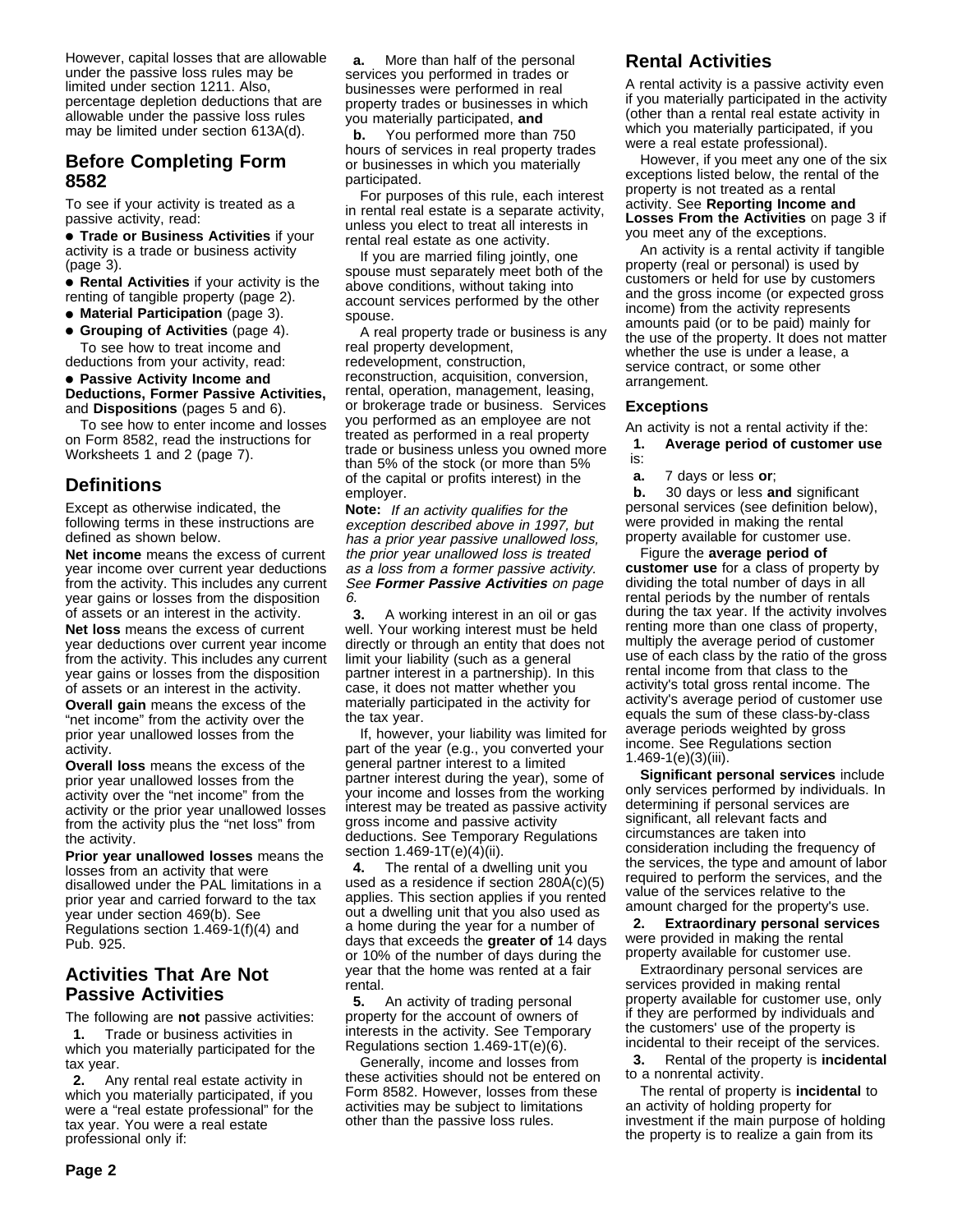However, capital losses that are allowable under the passive loss rules may be limited under section 1211. Also, percentage depletion deductions that are allowable under the passive loss rules may be limited under section 613A(d).

## Before Completing Form 8582

To see if your activity is treated as a passive activity, read:

- **Trade or Business Activities** if your activity is a trade or business activity (page 3).
- **Rental Activities** if your activity is the renting of tangible property (page 2).
- **Material Participation** (page 3).
- **Grouping of Activities** (page 4).

To see how to treat income and deductions from your activity, read:

- **Passive Activity Income and Deductions, Former Passive Activities,** and **Dispositions** (pages 5 and 6).

To see how to enter income and losses on Form 8582, read the instructions for Worksheets 1 and 2 (page 7).

## Definitions

Except as otherwise indicated, the following terms in these instructions are defined as shown below.

**Net income** means the excess of current year income over current year deductions from the activity. This includes any current year gains or losses from the disposition of assets or an interest in the activity.

**Net loss** means the excess of current year deductions over current year income from the activity. This includes any current year gains or losses from the disposition of assets or an interest in the activity.

**Overall gain** means the excess of the "net income" from the activity over the prior year unallowed losses from the activity.

**Overall loss** means the excess of the prior year unallowed losses from the activity over the "net income" from the activity or the prior year unallowed losses from the activity plus the "net loss" from the activity.

**Prior year unallowed losses** means the losses from an activity that were disallowed under the PAL limitations in a prior year and carried forward to the tax year under section 469(b). See Regulations section 1.469-1(f)(4) and Pub. 925.

## Activities That Are Not Passive Activities

The following are **not** passive activities:

**1.** Trade or business activities in which you materially participated for the tax year.

**2.** Any rental real estate activity in which you materially participated, if you were a "real estate professional" for the tax year. You were a real estate professional only if:

**a.** More than half of the personal services you performed in trades or businesses were performed in real property trades or businesses in which you materially participated, **and**

**b.** You performed more than 750 hours of services in real property trades or businesses in which you materially participated.

For purposes of this rule, each interest in rental real estate is a separate activity, unless you elect to treat all interests in rental real estate as one activity.

If you are married filing jointly, one spouse must separately meet both of the above conditions, without taking into account services performed by the other spouse.

A real property trade or business is any real property development, redevelopment, construction, reconstruction, acquisition, conversion, rental, operation, management, leasing, or brokerage trade or business. Services you performed as an employee are not treated as performed in a real property trade or business unless you owned more than 5% of the stock (or more than 5% of the capital or profits interest) in the employer.

**Note:** *If an activity qualifies for the exception described above in 1997, but has a prior year passive unallowed loss, the prior year unallowed loss is treated as a loss from a former passive activity. See **Former Passive Activities** on page 6.*

**3.** A working interest in an oil or gas well. Your working interest must be held directly or through an entity that does not limit your liability (such as a general partner interest in a partnership). In this case, it does not matter whether you materially participated in the activity for the tax year.

If, however, your liability was limited for part of the year (e.g., you converted your general partner interest to a limited partner interest during the year), some of your income and losses from the working interest may be treated as passive activity gross income and passive activity deductions. See Temporary Regulations section 1.469-1T(e)(4)(ii).

**4.** The rental of a dwelling unit you used as a residence if section 280A(c)(5) applies. This section applies if you rented out a dwelling unit that you also used as a home during the year for a number of days that exceeds the **greater of** 14 days or 10% of the number of days during the year that the home was rented at a fair rental.

**5.** An activity of trading personal property for the account of owners of interests in the activity. See Temporary Regulations section 1.469-1T(e)(6).

Generally, income and losses from these activities should not be entered on Form 8582. However, losses from these activities may be subject to limitations other than the passive loss rules.

## Rental Activities

A rental activity is a passive activity even if you materially participated in the activity (other than a rental real estate activity in which you materially participated, if you were a real estate professional).

However, if you meet any one of the six exceptions listed below, the rental of the property is not treated as a rental activity. See **Reporting Income and Losses From the Activities** on page 3 if you meet any of the exceptions.

An activity is a rental activity if tangible property (real or personal) is used by customers or held for use by customers and the gross income (or expected gross income) from the activity represents amounts paid (or to be paid) mainly for the use of the property. It does not matter whether the use is under a lease, a service contract, or some other arrangement.

### Exceptions

An activity is not a rental activity if the:

**1. Average period of customer use** is:

**a.** 7 days or less **or**;

**b.** 30 days or less **and** significant personal services (see definition below), were provided in making the rental property available for customer use.

Figure the **average period of customer use** for a class of property by dividing the total number of days in all rental periods by the number of rentals during the tax year. If the activity involves renting more than one class of property, multiply the average period of customer use of each class by the ratio of the gross rental income from that class to the activity's total gross rental income. The activity's average period of customer use equals the sum of these class-by-class average periods weighted by gross income. See Regulations section 1.469-1(e)(3)(iii).

**Significant personal services** include only services performed by individuals. In determining if personal services are significant, all relevant facts and circumstances are taken into consideration including the frequency of the services, the type and amount of labor required to perform the services, and the value of the services relative to the amount charged for the property's use.

**2. Extraordinary personal services** were provided in making the rental property available for customer use.

Extraordinary personal services are services provided in making rental property available for customer use, only if they are performed by individuals and the customers' use of the property is incidental to their receipt of the services.

**3.** Rental of the property is **incidental** to a nonrental activity.

The rental of property is **incidental** to an activity of holding property for investment if the main purpose of holding the property is to realize a gain from its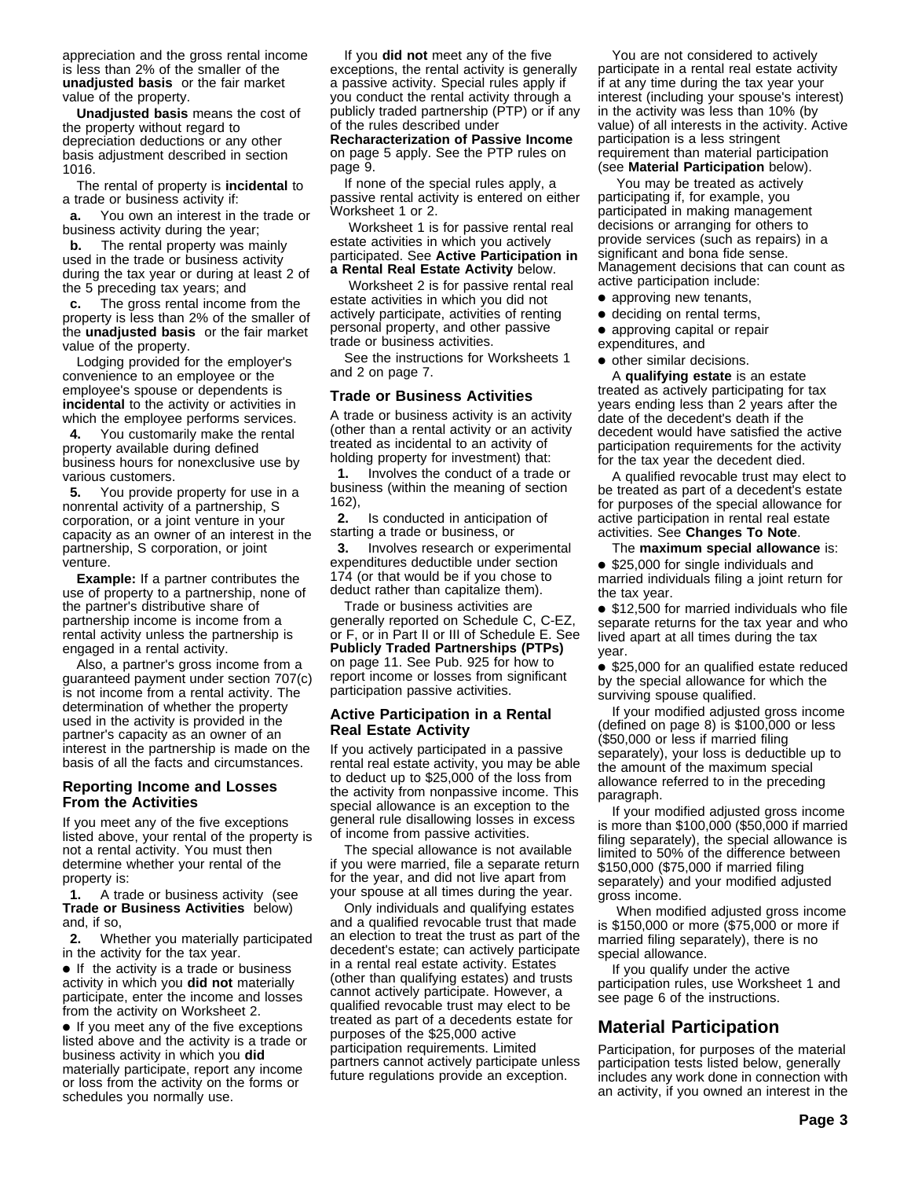appreciation and the gross rental income is less than 2% of the smaller of the **unadjusted basis** or the fair market value of the property.

**Unadjusted basis** means the cost of the property without regard to depreciation deductions or any other basis adjustment described in section 1016.

The rental of property is **incidental** to a trade or business activity if:

**a.** You own an interest in the trade or business activity during the year;

**b.** The rental property was mainly used in the trade or business activity during the tax year or during at least 2 of the 5 preceding tax years; and

**c.** The gross rental income from the property is less than 2% of the smaller of the **unadjusted basis** or the fair market value of the property.

Lodging provided for the employer's convenience to an employee or the employee's spouse or dependents is **incidental** to the activity or activities in which the employee performs services.

**4.** You customarily make the rental property available during defined business hours for nonexclusive use by various customers.

**5.** You provide property for use in a nonrental activity of a partnership, S corporation, or a joint venture in your capacity as an owner of an interest in the partnership, S corporation, or joint venture.

**Example:** If a partner contributes the use of property to a partnership, none of the partner's distributive share of partnership income is income from a rental activity unless the partnership is engaged in a rental activity.

Also, a partner's gross income from a guaranteed payment under section 707(c) is not income from a rental activity. The determination of whether the property used in the activity is provided in the partner's capacity as an owner of an interest in the partnership is made on the basis of all the facts and circumstances.

### Reporting Income and Losses From the Activities

If you meet any of the five exceptions listed above, your rental of the property is not a rental activity. You must then determine whether your rental of the property is:

**1.** A trade or business activity (see **Trade or Business Activities** below) and, if so,

**2.** Whether you materially participated in the activity for the tax year.

- If the activity is a trade or business activity in which you **did not** materially participate, enter the income and losses from the activity on Worksheet 2.
- If you meet any of the five exceptions listed above and the activity is a trade or business activity in which you **did** materially participate, report any income or loss from the activity on the forms or schedules you normally use.

If you **did not** meet any of the five exceptions, the rental activity is generally a passive activity. Special rules apply if you conduct the rental activity through a publicly traded partnership (PTP) or if any of the rules described under **Recharacterization of Passive Income** on page 5 apply. See the PTP rules on page 9.

If none of the special rules apply, a passive rental activity is entered on either Worksheet 1 or 2.

Worksheet 1 is for passive rental real estate activities in which you actively participated. See **Active Participation in a Rental Real Estate Activity** below.

Worksheet 2 is for passive rental real estate activities in which you did not actively participate, activities of renting personal property, and other passive trade or business activities.

See the instructions for Worksheets 1 and 2 on page 7.

### Trade or Business Activities

A trade or business activity is an activity (other than a rental activity or an activity treated as incidental to an activity of holding property for investment) that:

**1.** Involves the conduct of a trade or business (within the meaning of section 162),

**2.** Is conducted in anticipation of starting a trade or business, or

**3.** Involves research or experimental expenditures deductible under section 174 (or that would be if you chose to deduct rather than capitalize them).

Trade or business activities are generally reported on Schedule C, C-EZ, or F, or in Part II or III of Schedule E. See **Publicly Traded Partnerships (PTPs)** on page 11. See Pub. 925 for how to report income or losses from significant participation passive activities.

### Active Participation in a Rental Real Estate Activity

If you actively participated in a passive rental real estate activity, you may be able to deduct up to $25,000 of the loss from the activity from nonpassive income. This special allowance is an exception to the general rule disallowing losses in excess of income from passive activities.

The special allowance is not available if you were married, file a separate return for the year, and did not live apart from your spouse at all times during the year.

Only individuals and qualifying estates and a qualified revocable trust that made an election to treat the trust as part of the decedent's estate; can actively participate in a rental real estate activity. Estates (other than qualifying estates) and trusts cannot actively participate. However, a qualified revocable trust may elect to be treated as part of a decedents estate for purposes of the $25,000 active participation requirements. Limited partners cannot actively participate unless future regulations provide an exception.

You are not considered to actively participate in a rental real estate activity if at any time during the tax year your interest (including your spouse's interest) in the activity was less than 10% (by value) of all interests in the activity. Active participation is a less stringent requirement than material participation (see **Material Participation** below).

You may be treated as actively participating if, for example, you participated in making management decisions or arranging for others to provide services (such as repairs) in a significant and bona fide sense. Management decisions that can count as active participation include:

- approving new tenants,
- deciding on rental terms,
- approving capital or repair expenditures, and
- other similar decisions.

A **qualifying estate** is an estate treated as actively participating for tax years ending less than 2 years after the date of the decedent's death if the decedent would have satisfied the active participation requirements for the activity for the tax year the decedent died.

A qualified revocable trust may elect to be treated as part of a decedent's estate for purposes of the special allowance for active participation in rental real estate activities. See **Changes To Note**.

The **maximum special allowance** is:

- $25,000 for single individuals and married individuals filing a joint return for the tax year.
- $12,500 for married individuals who file separate returns for the tax year and who lived apart at all times during the tax year.
- $25,000 for an qualified estate reduced by the special allowance for which the surviving spouse qualified.

If your modified adjusted gross income (defined on page 8) is $100,000 or less ($50,000 or less if married filing separately), your loss is deductible up to the amount of the maximum special allowance referred to in the preceding paragraph.

If your modified adjusted gross income is more than $100,000 ($50,000 if married filing separately), the special allowance is limited to 50% of the difference between $150,000 ($75,000 if married filing separately) and your modified adjusted gross income.

When modified adjusted gross income is $150,000 or more ($75,000 or more if married filing separately), there is no special allowance.

If you qualify under the active participation rules, use Worksheet 1 and see page 6 of the instructions.

## Material Participation

Participation, for purposes of the material participation tests listed below, generally includes any work done in connection with an activity, if you owned an interest in the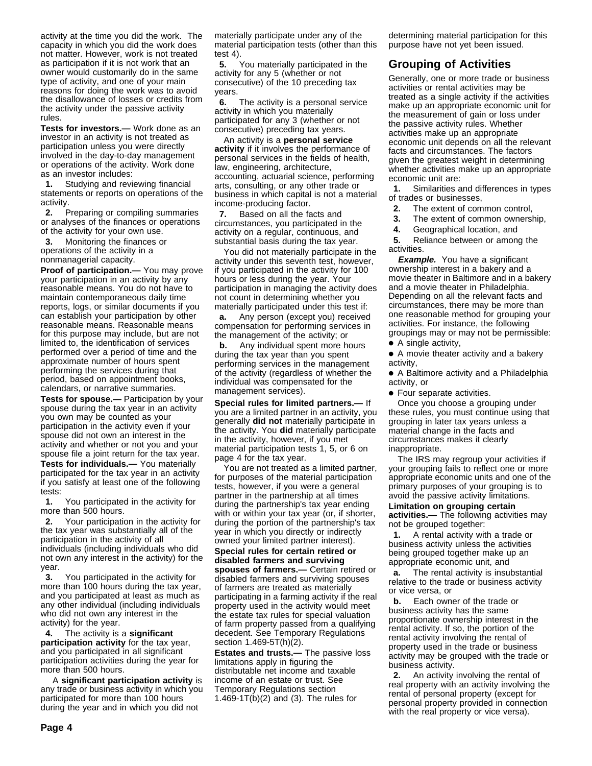activity at the time you did the work. The capacity in which you did the work does not matter. However, work is not treated as participation if it is not work that an owner would customarily do in the same type of activity, and one of your main reasons for doing the work was to avoid the disallowance of losses or credits from the activity under the passive activity rules.

**Tests for investors.—** Work done as an investor in an activity is not treated as participation unless you were directly involved in the day-to-day management or operations of the activity. Work done as an investor includes:

**1.** Studying and reviewing financial statements or reports on operations of the activity.

**2.** Preparing or compiling summaries or analyses of the finances or operations of the activity for your own use.

**3.** Monitoring the finances or operations of the activity in a nonmanagerial capacity.

**Proof of participation.—** You may prove your participation in an activity by any reasonable means. You do not have to maintain contemporaneous daily time reports, logs, or similar documents if you can establish your participation by other reasonable means. Reasonable means for this purpose may include, but are not limited to, the identification of services performed over a period of time and the approximate number of hours spent performing the services during that period, based on appointment books, calendars, or narrative summaries.

**Tests for spouse.—** Participation by your spouse during the tax year in an activity you own may be counted as your participation in the activity even if your spouse did not own an interest in the activity and whether or not you and your spouse file a joint return for the tax year.

**Tests for individuals.—** You materially participated for the tax year in an activity if you satisfy at least one of the following tests:

**1.** You participated in the activity for more than 500 hours.

**2.** Your participation in the activity for the tax year was substantially all of the participation in the activity of all individuals (including individuals who did not own any interest in the activity) for the year.

**3.** You participated in the activity for more than 100 hours during the tax year, and you participated at least as much as any other individual (including individuals who did not own any interest in the activity) for the year.

**4.** The activity is a **significant participation activity** for the tax year, and you participated in all significant participation activities during the year for more than 500 hours.

A **significant participation activity** is any trade or business activity in which you participated for more than 100 hours during the year and in which you did not materially participate under any of the material participation tests (other than this test 4).

**5.** You materially participated in the activity for any 5 (whether or not consecutive) of the 10 preceding tax years.

**6.** The activity is a personal service activity in which you materially participated for any 3 (whether or not consecutive) preceding tax years.

An activity is a **personal service activity** if it involves the performance of personal services in the fields of health, law, engineering, architecture, accounting, actuarial science, performing arts, consulting, or any other trade or business in which capital is not a material income-producing factor.

**7.** Based on all the facts and circumstances, you participated in the activity on a regular, continuous, and substantial basis during the tax year.

You did not materially participate in the activity under this seventh test, however, if you participated in the activity for 100 hours or less during the year. Your participation in managing the activity does not count in determining whether you materially participated under this test if:

**a.** Any person (except you) received compensation for performing services in the management of the activity; or

**b.** Any individual spent more hours during the tax year than you spent performing services in the management of the activity (regardless of whether the individual was compensated for the management services).

**Special rules for limited partners.—** If you are a limited partner in an activity, you generally **did not** materially participate in the activity. You **did** materially participate in the activity, however, if you met material participation tests 1, 5, or 6 on page 4 for the tax year.

You are not treated as a limited partner, for purposes of the material participation tests, however, if you were a general partner in the partnership at all times during the partnership's tax year ending with or within your tax year (or, if shorter, during the portion of the partnership's tax year in which you directly or indirectly owned your limited partner interest).

**Special rules for certain retired or disabled farmers and surviving spouses of farmers.—** Certain retired or disabled farmers and surviving spouses of farmers are treated as materially participating in a farming activity if the real property used in the activity would meet the estate tax rules for special valuation of farm property passed from a qualifying decedent. See Temporary Regulations section 1.469-5T(h)(2).

**Estates and trusts.—** The passive loss limitations apply in figuring the distributable net income and taxable income of an estate or trust. See Temporary Regulations section 1.469-1T(b)(2) and (3). The rules for determining material participation for this purpose have not yet been issued.

## Grouping of Activities

Generally, one or more trade or business activities or rental activities may be treated as a single activity if the activities make up an appropriate economic unit for the measurement of gain or loss under the passive activity rules. Whether activities make up an appropriate economic unit depends on all the relevant facts and circumstances. The factors given the greatest weight in determining whether activities make up an appropriate economic unit are:

**1.** Similarities and differences in types of trades or businesses,

**2.** The extent of common control,

**3.** The extent of common ownership,

**4.** Geographical location, and

**5.** Reliance between or among the activities.

***Example.*** You have a significant ownership interest in a bakery and a movie theater in Baltimore and in a bakery and a movie theater in Philadelphia. Depending on all the relevant facts and circumstances, there may be more than one reasonable method for grouping your activities. For instance, the following groupings may or may not be permissible:

- A single activity,
- A movie theater activity and a bakery activity,
- A Baltimore activity and a Philadelphia activity, or
- Four separate activities.

Once you choose a grouping under these rules, you must continue using that grouping in later tax years unless a material change in the facts and circumstances makes it clearly inappropriate.

The IRS may regroup your activities if your grouping fails to reflect one or more appropriate economic units and one of the primary purposes of your grouping is to avoid the passive activity limitations.

**Limitation on grouping certain activities.—** The following activities may not be grouped together:

**1.** A rental activity with a trade or business activity unless the activities being grouped together make up an appropriate economic unit, and

**a.** The rental activity is insubstantial relative to the trade or business activity or vice versa, or

**b.** Each owner of the trade or business activity has the same proportionate ownership interest in the rental activity. If so, the portion of the rental activity involving the rental of property used in the trade or business activity may be grouped with the trade or business activity.

**2.** An activity involving the rental of real property with an activity involving the rental of personal property (except for personal property provided in connection with the real property or vice versa).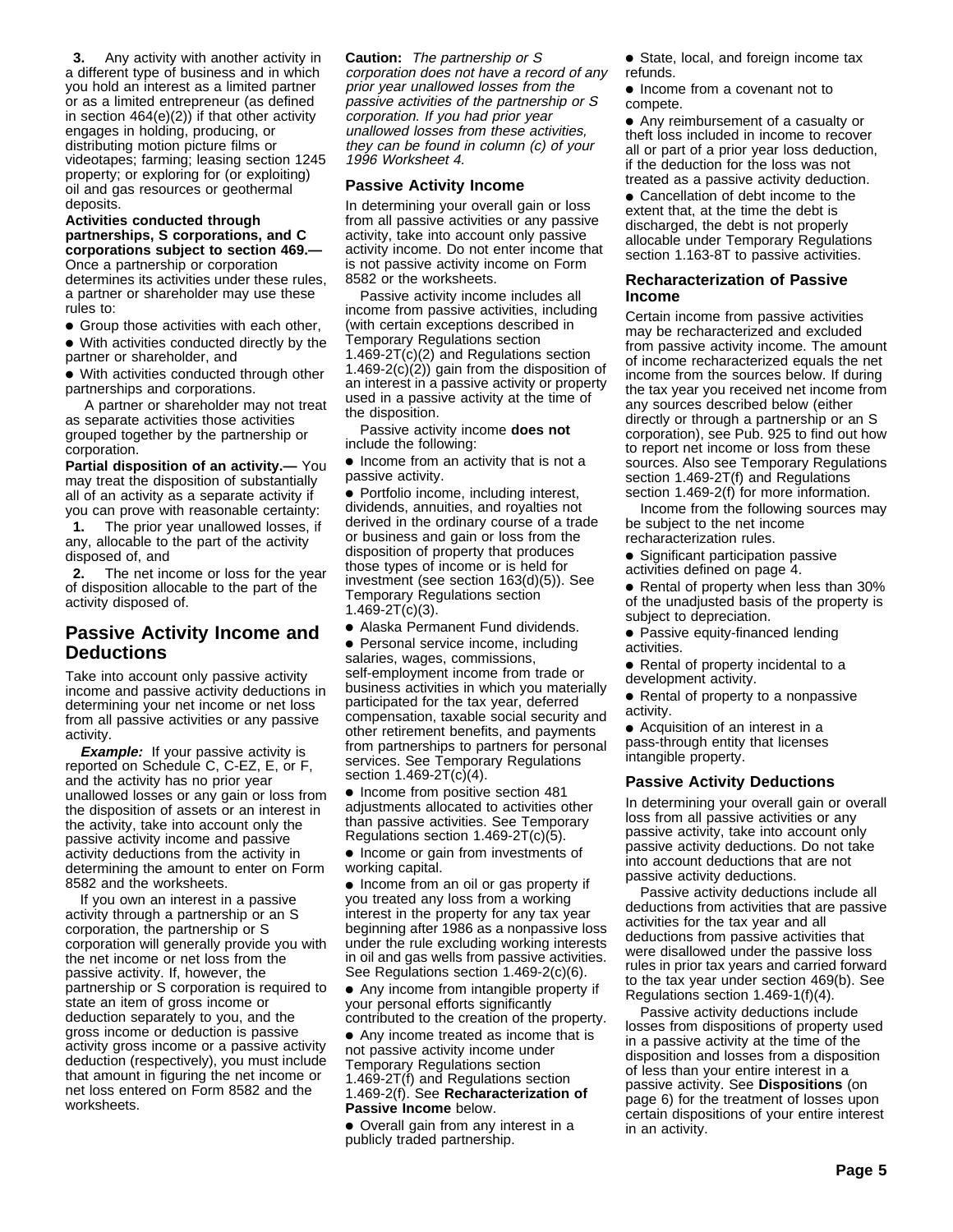**3.** Any activity with another activity in a different type of business and in which you hold an interest as a limited partner or as a limited entrepreneur (as defined in section 464(e)(2)) if that other activity engages in holding, producing, or distributing motion picture films or videotapes; farming; leasing section 1245 property; or exploring for (or exploiting) oil and gas resources or geothermal deposits.

**Activities conducted through partnerships, S corporations, and C corporations subject to section 469.—** Once a partnership or corporation determines its activities under these rules, a partner or shareholder may use these rules to:

- Group those activities with each other,
- With activities conducted directly by the partner or shareholder, and
- With activities conducted through other partnerships and corporations.

A partner or shareholder may not treat as separate activities those activities grouped together by the partnership or corporation.

**Partial disposition of an activity.—** You may treat the disposition of substantially all of an activity as a separate activity if you can prove with reasonable certainty:

**1.** The prior year unallowed losses, if any, allocable to the part of the activity disposed of, and

**2.** The net income or loss for the year of disposition allocable to the part of the activity disposed of.

## Passive Activity Income and Deductions

Take into account only passive activity income and passive activity deductions in determining your net income or net loss from all passive activities or any passive activity.

***Example:*** If your passive activity is reported on Schedule C, C-EZ, E, or F, and the activity has no prior year unallowed losses or any gain or loss from the disposition of assets or an interest in the activity, take into account only the passive activity income and passive activity deductions from the activity in determining the amount to enter on Form 8582 and the worksheets.

If you own an interest in a passive activity through a partnership or an S corporation, the partnership or S corporation will generally provide you with the net income or net loss from the passive activity. If, however, the partnership or S corporation is required to state an item of gross income or deduction separately to you, and the gross income or deduction is passive activity gross income or a passive activity deduction (respectively), you must include that amount in figuring the net income or net loss entered on Form 8582 and the worksheets.

**Caution:** *The partnership or S corporation does not have a record of any prior year unallowed losses from the passive activities of the partnership or S corporation. If you had prior year unallowed losses from these activities, they can be found in column (c) of your 1996 Worksheet 4.*

### Passive Activity Income

In determining your overall gain or loss from all passive activities or any passive activity, take into account only passive activity income. Do not enter income that is not passive activity income on Form 8582 or the worksheets.

Passive activity income includes all income from passive activities, including (with certain exceptions described in Temporary Regulations section 1.469-2T(c)(2) and Regulations section 1.469-2(c)(2)) gain from the disposition of an interest in a passive activity or property used in a passive activity at the time of the disposition.

Passive activity income **does not** include the following:

- Income from an activity that is not a passive activity.
- Portfolio income, including interest, dividends, annuities, and royalties not derived in the ordinary course of a trade or business and gain or loss from the disposition of property that produces those types of income or is held for investment (see section 163(d)(5)). See Temporary Regulations section 1.469-2T(c)(3).
- Alaska Permanent Fund dividends.
- Personal service income, including salaries, wages, commissions, self-employment income from trade or business activities in which you materially participated for the tax year, deferred compensation, taxable social security and other retirement benefits, and payments from partnerships to partners for personal services. See Temporary Regulations section 1.469-2T(c)(4).
- Income from positive section 481 adjustments allocated to activities other than passive activities. See Temporary Regulations section 1.469-2T(c)(5).
- Income or gain from investments of working capital.
- Income from an oil or gas property if you treated any loss from a working interest in the property for any tax year beginning after 1986 as a nonpassive loss under the rule excluding working interests in oil and gas wells from passive activities. See Regulations section 1.469-2(c)(6).
- Any income from intangible property if your personal efforts significantly contributed to the creation of the property.
- Any income treated as income that is not passive activity income under Temporary Regulations section 1.469-2T(f) and Regulations section 1.469-2(f). See **Recharacterization of Passive Income** below.
- Overall gain from any interest in a publicly traded partnership.
- State, local, and foreign income tax refunds.
- Income from a covenant not to compete.
- Any reimbursement of a casualty or theft loss included in income to recover all or part of a prior year loss deduction, if the deduction for the loss was not treated as a passive activity deduction.
- Cancellation of debt income to the extent that, at the time the debt is discharged, the debt is not properly allocable under Temporary Regulations section 1.163-8T to passive activities.

### Recharacterization of Passive Income

Certain income from passive activities may be recharacterized and excluded from passive activity income. The amount of income recharacterized equals the net income from the sources below. If during the tax year you received net income from any sources described below (either directly or through a partnership or an S corporation), see Pub. 925 to find out how to report net income or loss from these sources. Also see Temporary Regulations section 1.469-2T(f) and Regulations section 1.469-2(f) for more information.

Income from the following sources may be subject to the net income recharacterization rules.

- Significant participation passive activities defined on page 4.
- Rental of property when less than 30% of the unadjusted basis of the property is subject to depreciation.
- Passive equity-financed lending activities.
- Rental of property incidental to a development activity.
- Rental of property to a nonpassive activity.
- Acquisition of an interest in a pass-through entity that licenses intangible property.

### Passive Activity Deductions

In determining your overall gain or overall loss from all passive activities or any passive activity, take into account only passive activity deductions. Do not take into account deductions that are not passive activity deductions.

Passive activity deductions include all deductions from activities that are passive activities for the tax year and all deductions from passive activities that were disallowed under the passive loss rules in prior tax years and carried forward to the tax year under section 469(b). See Regulations section 1.469-1(f)(4).

Passive activity deductions include losses from dispositions of property used in a passive activity at the time of the disposition and losses from a disposition of less than your entire interest in a passive activity. See **Dispositions** (on page 6) for the treatment of losses upon certain dispositions of your entire interest in an activity.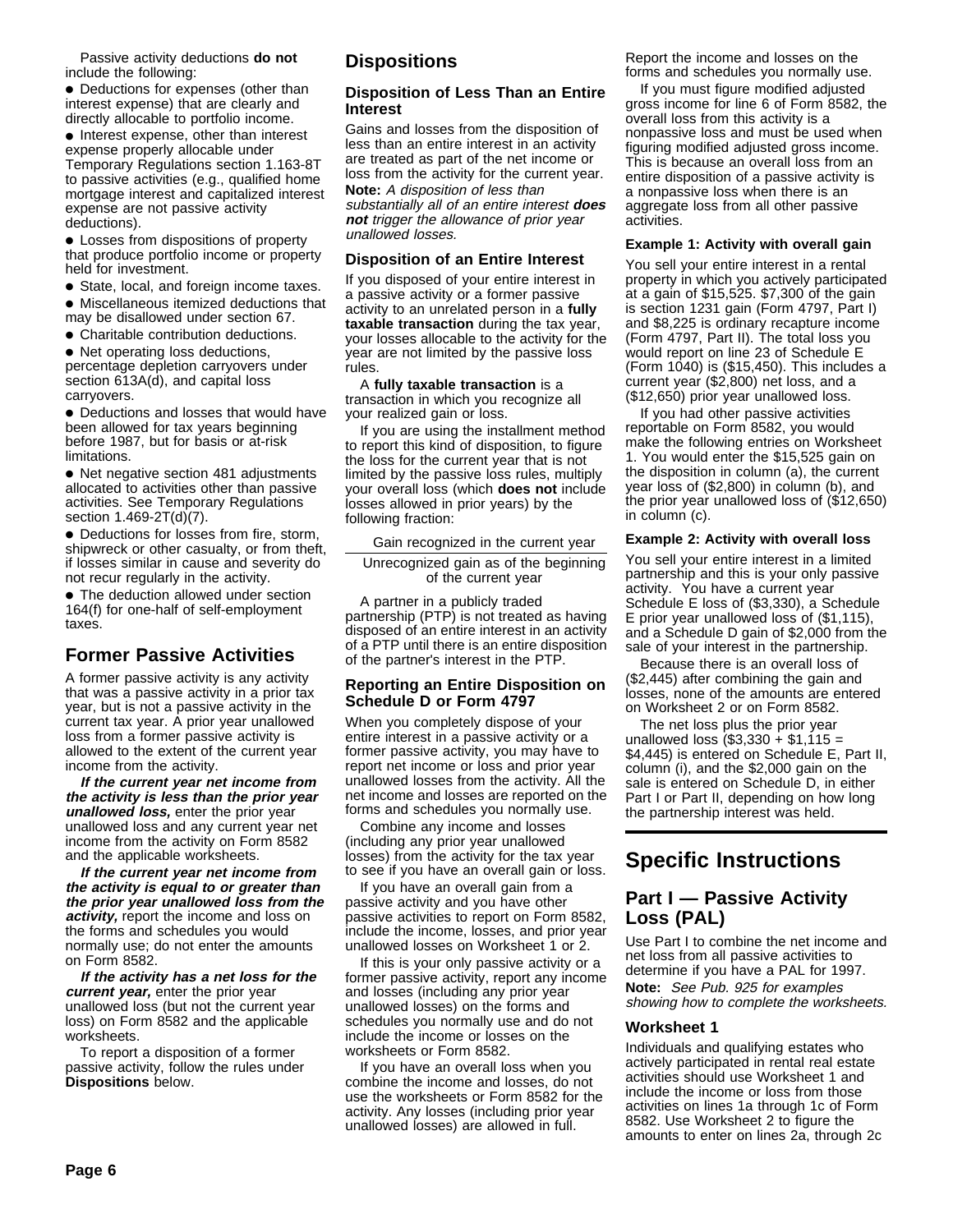Passive activity deductions **do not** include the following:

- Deductions for expenses (other than interest expense) that are clearly and directly allocable to portfolio income.
- Interest expense, other than interest expense properly allocable under Temporary Regulations section 1.163-8T to passive activities (e.g., qualified home mortgage interest and capitalized interest expense are not passive activity deductions).
- Losses from dispositions of property that produce portfolio income or property held for investment.
- State, local, and foreign income taxes.
- Miscellaneous itemized deductions that may be disallowed under section 67.
- Charitable contribution deductions.
- Net operating loss deductions, percentage depletion carryovers under section 613A(d), and capital loss carryovers.
- Deductions and losses that would have been allowed for tax years beginning before 1987, but for basis or at-risk limitations.
- Net negative section 481 adjustments allocated to activities other than passive activities. See Temporary Regulations section 1.469-2T(d)(7).
- Deductions for losses from fire, storm, shipwreck or other casualty, or from theft, if losses similar in cause and severity do not recur regularly in the activity.
- The deduction allowed under section 164(f) for one-half of self-employment taxes.

## Former Passive Activities

A former passive activity is any activity that was a passive activity in a prior tax year, but is not a passive activity in the current tax year. A prior year unallowed loss from a former passive activity is allowed to the extent of the current year income from the activity.

***If the current year net income from the activity is less than the prior year unallowed loss,*** enter the prior year unallowed loss and any current year net income from the activity on Form 8582 and the applicable worksheets.

***If the current year net income from the activity is equal to or greater than the prior year unallowed loss from the activity,*** report the income and loss on the forms and schedules you would normally use; do not enter the amounts on Form 8582.

***If the activity has a net loss for the current year,*** enter the prior year unallowed loss (but not the current year loss) on Form 8582 and the applicable worksheets.

To report a disposition of a former passive activity, follow the rules under **Dispositions** below.

## Dispositions

### Disposition of Less Than an Entire Interest

Gains and losses from the disposition of less than an entire interest in an activity are treated as part of the net income or loss from the activity for the current year.

**Note:** *A disposition of less than substantially all of an entire interest **does not** trigger the allowance of prior year unallowed losses.*

### Disposition of an Entire Interest

If you disposed of your entire interest in a passive activity or a former passive activity to an unrelated person in a **fully taxable transaction** during the tax year, your losses allocable to the activity for the year are not limited by the passive loss rules.

A **fully taxable transaction** is a transaction in which you recognize all your realized gain or loss.

If you are using the installment method to report this kind of disposition, to figure the loss for the current year that is not limited by the passive loss rules, multiply your overall loss (which **does not** include losses allowed in prior years) by the following fraction:

$$\frac{\text{Gain recognized in the current year}}{\text{Unrecognized gain as of the beginning of the current year}}$$

A partner in a publicly traded partnership (PTP) is not treated as having disposed of an entire interest in an activity of a PTP until there is an entire disposition of the partner's interest in the PTP.

### Reporting an Entire Disposition on Schedule D or Form 4797

When you completely dispose of your entire interest in a passive activity or a former passive activity, you may have to report net income or loss and prior year unallowed losses from the activity. All the net income and losses are reported on the forms and schedules you normally use.

Combine any income and losses (including any prior year unallowed losses) from the activity for the tax year to see if you have an overall gain or loss.

If you have an overall gain from a passive activity and you have other passive activities to report on Form 8582, include the income, losses, and prior year unallowed losses on Worksheet 1 or 2.

If this is your only passive activity or a former passive activity, report any income and losses (including any prior year unallowed losses) on the forms and schedules you normally use and do not include the income or losses on the worksheets or Form 8582.

If you have an overall loss when you combine the income and losses, do not use the worksheets or Form 8582 for the activity. Any losses (including prior year unallowed losses) are allowed in full. Report the income and losses on the forms and schedules you normally use.

If you must figure modified adjusted gross income for line 6 of Form 8582, the overall loss from this activity is a nonpassive loss and must be used when figuring modified adjusted gross income. This is because an overall loss from an entire disposition of a passive activity is a nonpassive loss when there is an aggregate loss from all other passive activities.

#### Example 1: Activity with overall gain

You sell your entire interest in a rental property in which you actively participated at a gain of $15,525. $7,300 of the gain is section 1231 gain (Form 4797, Part I) and $8,225 is ordinary recapture income (Form 4797, Part II). The total loss you would report on line 23 of Schedule E (Form 1040) is ($15,450). This includes a current year ($2,800) net loss, and a ($12,650) prior year unallowed loss.

If you had other passive activities reportable on Form 8582, you would make the following entries on Worksheet 1. You would enter the $15,525 gain on the disposition in column (a), the current year loss of ($2,800) in column (b), and the prior year unallowed loss of ($12,650) in column (c).

#### Example 2: Activity with overall loss

You sell your entire interest in a limited partnership and this is your only passive activity. You have a current year Schedule E loss of ($3,330), a Schedule E prior year unallowed loss of ($1,115), and a Schedule D gain of $2,000 from the sale of your interest in the partnership.

Because there is an overall loss of ($2,445) after combining the gain and losses, none of the amounts are entered on Worksheet 2 or on Form 8582.

The net loss plus the prior year unallowed loss ($3,330 + $1,115 = $4,445) is entered on Schedule E, Part II, column (i), and the $2,000 gain on the sale is entered on Schedule D, in either Part I or Part II, depending on how long the partnership interest was held.

# Specific Instructions

## Part I — Passive Activity Loss (PAL)

Use Part I to combine the net income and net loss from all passive activities to determine if you have a PAL for 1997.

**Note:** *See Pub. 925 for examples showing how to complete the worksheets.*

### Worksheet 1

Individuals and qualifying estates who actively participated in rental real estate activities should use Worksheet 1 and include the income or loss from those activities on lines 1a through 1c of Form 8582. Use Worksheet 2 to figure the amounts to enter on lines 2a, through 2c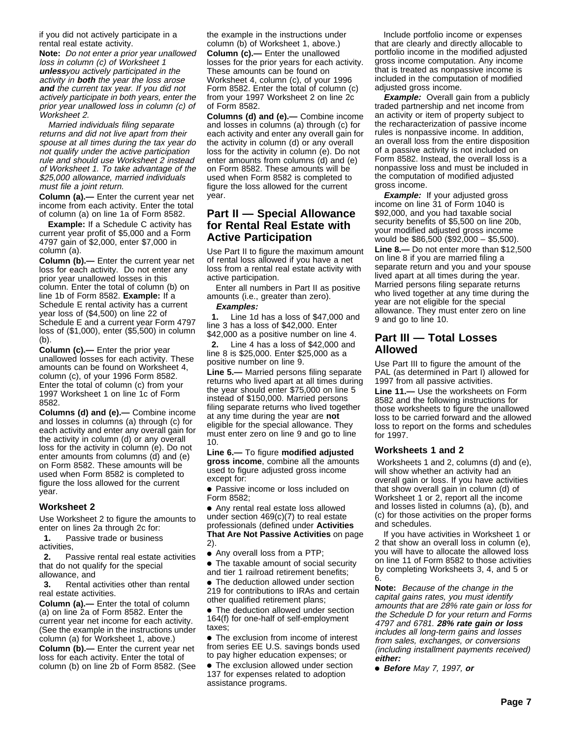if you did not actively participate in a rental real estate activity.

**Note:** *Do not enter a prior year unallowed loss in column (c) of Worksheet 1* ***unless*** *you actively participated in the activity in* ***both*** *the year the loss arose* ***and*** *the current tax year. If you did not actively participate in both years, enter the prior year unallowed loss in column (c) of Worksheet 2.*

*Married individuals filing separate returns and did not live apart from their spouse at all times during the tax year do not qualify under the active participation rule and should use Worksheet 2 instead of Worksheet 1. To take advantage of the $25,000 allowance, married individuals must file a joint return.*

**Column (a).—** Enter the current year net income from each activity. Enter the total of column (a) on line 1a of Form 8582.

**Example:** If a Schedule C activity has current year profit of $5,000 and a Form 4797 gain of $2,000, enter $7,000 in column (a).

**Column (b).—** Enter the current year net loss for each activity. Do not enter any prior year unallowed losses in this column. Enter the total of column (b) on line 1b of Form 8582. **Example:** If a Schedule E rental activity has a current year loss of ($4,500) on line 22 of Schedule E and a current year Form 4797 loss of ($1,000), enter ($5,500) in column (b).

**Column (c).—** Enter the prior year unallowed losses for each activity. These amounts can be found on Worksheet 4, column (c), of your 1996 Form 8582. Enter the total of column (c) from your 1997 Worksheet 1 on line 1c of Form 8582.

**Columns (d) and (e).—** Combine income and losses in columns (a) through (c) for each activity and enter any overall gain for the activity in column (d) or any overall loss for the activity in column (e). Do not enter amounts from columns (d) and (e) on Form 8582. These amounts will be used when Form 8582 is completed to figure the loss allowed for the current year.

### Worksheet 2

Use Worksheet 2 to figure the amounts to enter on lines 2a through 2c for:

**1.** Passive trade or business activities,

**2.** Passive rental real estate activities that do not qualify for the special allowance, and

**3.** Rental activities other than rental real estate activities.

**Column (a).—** Enter the total of column (a) on line 2a of Form 8582. Enter the current year net income for each activity. (See the example in the instructions under column (a) for Worksheet 1, above.)

**Column (b).—** Enter the current year net loss for each activity. Enter the total of column (b) on line 2b of Form 8582. (See the example in the instructions under column (b) of Worksheet 1, above.)

**Column (c).—** Enter the unallowed losses for the prior years for each activity. These amounts can be found on Worksheet 4, column (c), of your 1996 Form 8582. Enter the total of column (c) from your 1997 Worksheet 2 on line 2c of Form 8582.

**Columns (d) and (e).—** Combine income and losses in columns (a) through (c) for each activity and enter any overall gain for the activity in column (d) or any overall loss for the activity in column (e). Do not enter amounts from columns (d) and (e) on Form 8582. These amounts will be used when Form 8582 is completed to figure the loss allowed for the current year.

## Part II — Special Allowance for Rental Real Estate with Active Participation

Use Part II to figure the maximum amount of rental loss allowed if you have a net loss from a rental real estate activity with active participation.

Enter all numbers in Part II as positive amounts (i.e., greater than zero).

***Examples:***

**1.** Line 1d has a loss of $47,000 and line 3 has a loss of $42,000. Enter $42,000 as a positive number on line 4.

**2.** Line 4 has a loss of $42,000 and line 8 is $25,000. Enter $25,000 as a positive number on line 9.

**Line 5.—** Married persons filing separate returns who lived apart at all times during the year should enter $75,000 on line 5 instead of $150,000. Married persons filing separate returns who lived together at any time during the year are **not** eligible for the special allowance. They must enter zero on line 9 and go to line 10.

**Line 6.—** To figure **modified adjusted gross income**, combine all the amounts used to figure adjusted gross income except for:

- Passive income or loss included on Form 8582;
- Any rental real estate loss allowed under section 469(c)(7) to real estate professionals (defined under **Activities That Are Not Passive Activities** on page 2).
- Any overall loss from a PTP;
- The taxable amount of social security and tier 1 railroad retirement benefits;
- The deduction allowed under section 219 for contributions to IRAs and certain other qualified retirement plans;
- The deduction allowed under section 164(f) for one-half of self-employment taxes;
- The exclusion from income of interest from series EE U.S. savings bonds used to pay higher education expenses; or
- The exclusion allowed under section 137 for expenses related to adoption assistance programs.

Include portfolio income or expenses that are clearly and directly allocable to portfolio income in the modified adjusted gross income computation. Any income that is treated as nonpassive income is included in the computation of modified adjusted gross income.

***Example:*** Overall gain from a publicly traded partnership and net income from an activity or item of property subject to the recharacterization of passive income rules is nonpassive income. In addition, an overall loss from the entire disposition of a passive activity is not included on Form 8582. Instead, the overall loss is a nonpassive loss and must be included in the computation of modified adjusted gross income.

***Example:*** If your adjusted gross income on line 31 of Form 1040 is $92,000, and you had taxable social security benefits of $5,500 on line 20b, your modified adjusted gross income would be $86,500 ($92,000 – $5,500).

**Line 8.—** Do not enter more than $12,500 on line 8 if you are married filing a separate return and you and your spouse lived apart at all times during the year. Married persons filing separate returns who lived together at any time during the year are not eligible for the special allowance. They must enter zero on line 9 and go to line 10.

## Part III — Total Losses Allowed

Use Part III to figure the amount of the PAL (as determined in Part I) allowed for 1997 from all passive activities.

**Line 11.—** Use the worksheets on Form 8582 and the following instructions for those worksheets to figure the unallowed loss to be carried forward and the allowed loss to report on the forms and schedules for 1997.

### Worksheets 1 and 2

Worksheets 1 and 2, columns (d) and (e), will show whether an activity had an overall gain or loss. If you have activities that show overall gain in column (d) of Worksheet 1 or 2, report all the income and losses listed in columns (a), (b), and (c) for those activities on the proper forms and schedules.

If you have activities in Worksheet 1 or 2 that show an overall loss in column (e), you will have to allocate the allowed loss on line 11 of Form 8582 to those activities by completing Worksheets 3, 4, and 5 or 6.

**Note:** *Because of the change in the capital gains rates, you must identify amounts that are 28% rate gain or loss for the Schedule D for your return and Forms 4797 and 6781.* ***28% rate gain or loss*** *includes all long-term gains and losses from sales, exchanges, or conversions (including installment payments received)* ***either:***

- ***Before*** *May 7, 1997,* ***or***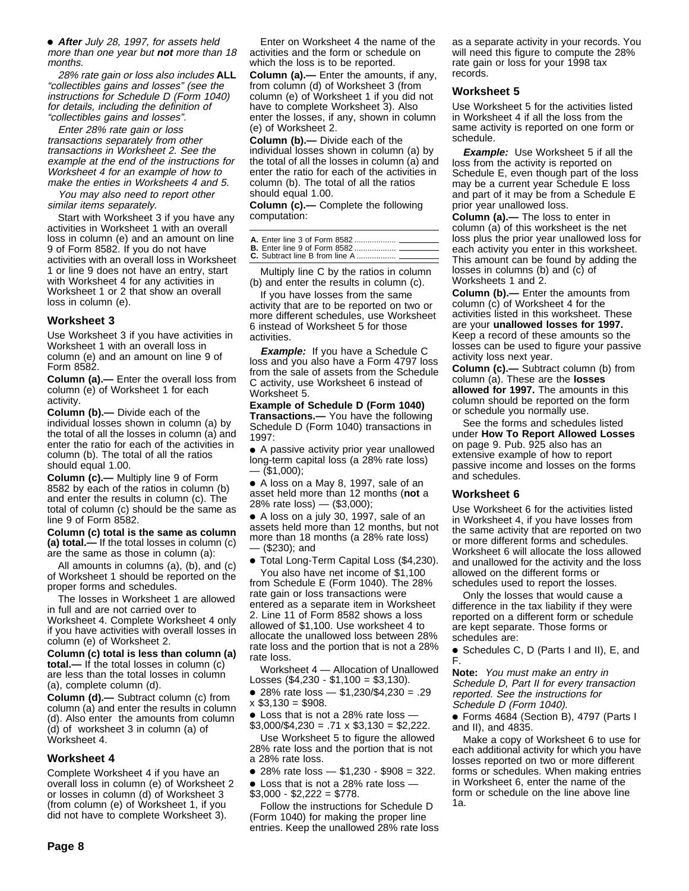- **After** *July 28, 1997, for assets held more than one year but* **not** *more than 18 months.*

*28% rate gain or loss also includes* **ALL** *"collectibles gains and losses" (see the instructions for Schedule D (Form 1040) for details, including the definition of "collectibles gains and losses".*

*Enter 28% rate gain or loss transactions separately from other transactions in Worksheet 2. See the example at the end of the instructions for Worksheet 4 for an example of how to make the enties in Worksheets 4 and 5.*

*You may also need to report other similar items separately.*

Start with Worksheet 3 if you have any activities in Worksheet 1 with an overall loss in column (e) and an amount on line 9 of Form 8582. If you do not have activities with an overall loss in Worksheet 1 or line 9 does not have an entry, start with Worksheet 4 for any activities in Worksheet 1 or 2 that show an overall loss in column (e).

## Worksheet 3

Use Worksheet 3 if you have activities in Worksheet 1 with an overall loss in column (e) and an amount on line 9 of Form 8582.

**Column (a).—** Enter the overall loss from column (e) of Worksheet 1 for each activity.

**Column (b).—** Divide each of the individual losses shown in column (a) by the total of all the losses in column (a) and enter the ratio for each of the activities in column (b). The total of all the ratios should equal 1.00.

**Column (c).—** Multiply line 9 of Form 8582 by each of the ratios in column (b) and enter the results in column (c). The total of column (c) should be the same as line 9 of Form 8582.

**Column (c) total is the same as column (a) total.—** If the total losses in column (c) are the same as those in column (a):

All amounts in columns (a), (b), and (c) of Worksheet 1 should be reported on the proper forms and schedules.

The losses in Worksheet 1 are allowed in full and are not carried over to Worksheet 4. Complete Worksheet 4 only if you have activities with overall losses in column (e) of Worksheet 2.

**Column (c) total is less than column (a) total.—** If the total losses in column (c) are less than the total losses in column (a), complete column (d).

**Column (d).—** Subtract column (c) from column (a) and enter the results in column (d). Also enter the amounts from column (d) of worksheet 3 in column (a) of Worksheet 4.

## Worksheet 4

Complete Worksheet 4 if you have an overall loss in column (e) of Worksheet 2 or losses in column (d) of Worksheet 3 (from column (e) of Worksheet 1, if you did not have to complete Worksheet 3).

Enter on Worksheet 4 the name of the activities and the form or schedule on which the loss is to be reported.

**Column (a).—** Enter the amounts, if any, from column (d) of Worksheet 3 (from column (e) of Worksheet 1 if you did not have to complete Worksheet 3). Also enter the losses, if any, shown in column (e) of Worksheet 2.

**Column (b).—** Divide each of the individual losses shown in column (a) by the total of all the losses in column (a) and enter the ratio for each of the activities in column (b). The total of all the ratios should equal 1.00.

**Column (c).—** Complete the following computation:

**A.** Enter line 3 of Form 8582 .................. ________
**B.** Enter line 9 of Form 8582 .................. ________
**C.** Subtract line B from line A .................. ________

Multiply line C by the ratios in column (b) and enter the results in column (c).

If you have losses from the same activity that are to be reported on two or more different schedules, use Worksheet 6 instead of Worksheet 5 for those activities.

***Example:*** If you have a Schedule C loss and you also have a Form 4797 loss from the sale of assets from the Schedule C activity, use Worksheet 6 instead of Worksheet 5.

**Example of Schedule D (Form 1040) Transactions.—** You have the following Schedule D (Form 1040) transactions in 1997:

- A passive activity prior year unallowed long-term capital loss (a 28% rate loss) — ($1,000);
- A loss on a May 8, 1997, sale of an asset held more than 12 months (**not** a 28% rate loss) — ($3,000);
- A loss on a july 30, 1997, sale of an assets held more than 12 months, but not more than 18 months (a 28% rate loss) — ($230); and
- Total Long-Term Capital Loss ($4,230).

You also have net income of $1,100 from Schedule E (Form 1040). The 28% rate gain or loss transactions were entered as a separate item in Worksheet 2. Line 11 of Form 8582 shows a loss allowed of $1,100. Use worksheet 4 to allocate the unallowed loss between 28% rate loss and the portion that is not a 28% rate loss.

Worksheet 4 — Allocation of Unallowed Losses ($4,230 - $1,100 = $3,130).

- 28% rate loss — $1,230/$4,230 = .29 x $3,130 = $908.
- Loss that is not a 28% rate loss — $3,000/$4,230 = .71 x $3,130 = $2,222.

Use Worksheet 5 to figure the allowed 28% rate loss and the portion that is not a 28% rate loss.

- 28% rate loss — $1,230 - $908 = 322.
- Loss that is not a 28% rate loss — $3,000 - $2,222 = $778.

Follow the instructions for Schedule D (Form 1040) for making the proper line entries. Keep the unallowed 28% rate loss as a separate activity in your records. You will need this figure to compute the 28% rate gain or loss for your 1998 tax records.

## Worksheet 5

Use Worksheet 5 for the activities listed in Worksheet 4 if all the loss from the same activity is reported on one form or schedule.

***Example:*** Use Worksheet 5 if all the loss from the activity is reported on Schedule E, even though part of the loss may be a current year Schedule E loss and part of it may be from a Schedule E prior year unallowed loss.

**Column (a).—** The loss to enter in column (a) of this worksheet is the net loss plus the prior year unallowed loss for each activity you enter in this worksheet. This amount can be found by adding the losses in columns (b) and (c) of Worksheets 1 and 2.

**Column (b).—** Enter the amounts from column (c) of Worksheet 4 for the activities listed in this worksheet. These are your **unallowed losses for 1997.** Keep a record of these amounts so the losses can be used to figure your passive activity loss next year.

**Column (c).—** Subtract column (b) from column (a). These are the **losses allowed for 1997.** The amounts in this column should be reported on the form or schedule you normally use.

See the forms and schedules listed under **How To Report Allowed Losses** on page 9. Pub. 925 also has an extensive example of how to report passive income and losses on the forms and schedules.

## Worksheet 6

Use Worksheet 6 for the activities listed in Worksheet 4, if you have losses from the same activity that are reported on two or more different forms and schedules. Worksheet 6 will allocate the loss allowed and unallowed for the activity and the loss allowed on the different forms or schedules used to report the losses.

Only the losses that would cause a difference in the tax liability if they were reported on a different form or schedule are kept separate. Those forms or schedules are:

- Schedules C, D (Parts I and II), E, and F.

**Note:** *You must make an entry in Schedule D, Part II for every transaction reported. See the instructions for Schedule D (Form 1040).*

- Forms 4684 (Section B), 4797 (Parts I and II), and 4835.

Make a copy of Worksheet 6 to use for each additional activity for which you have losses reported on two or more different forms or schedules. When making entries in Worksheet 6, enter the name of the form or schedule on the line above line 1a.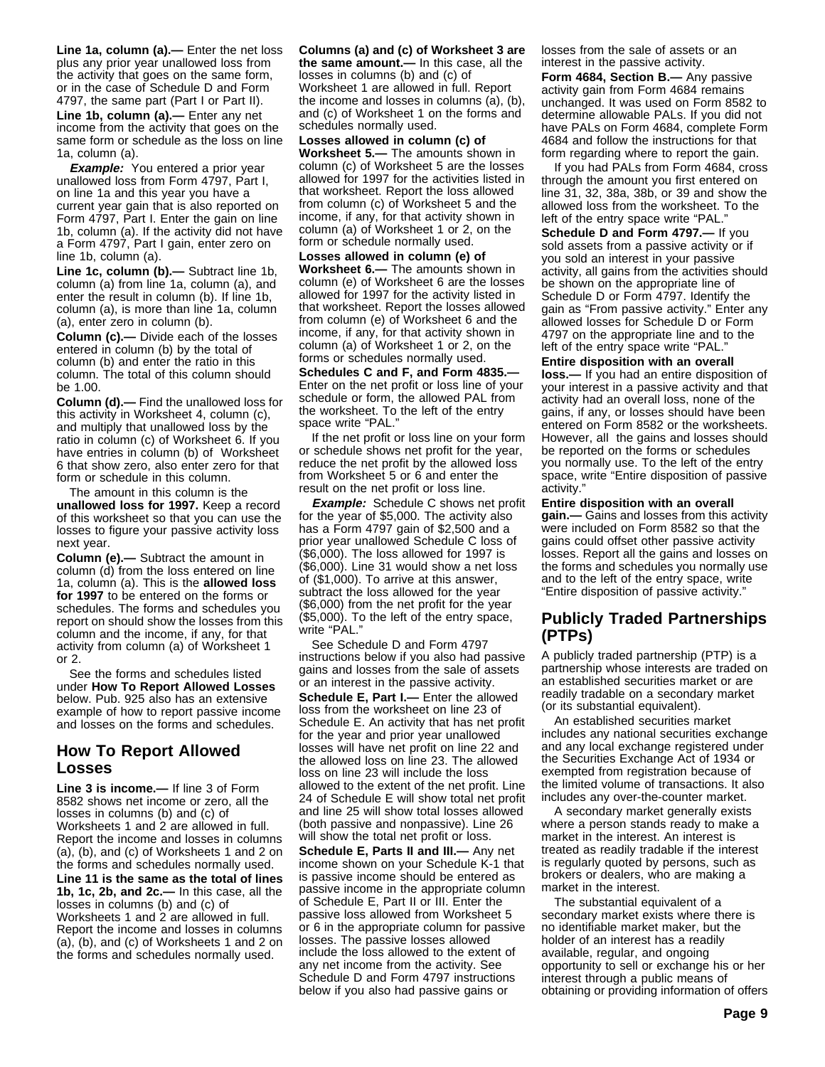**Line 1a, column (a).—** Enter the net loss plus any prior year unallowed loss from the activity that goes on the same form, or in the case of Schedule D and Form 4797, the same part (Part I or Part II).

**Line 1b, column (a).—** Enter any net income from the activity that goes on the same form or schedule as the loss on line 1a, column (a).

***Example:*** You entered a prior year unallowed loss from Form 4797, Part I, on line 1a and this year you have a current year gain that is also reported on Form 4797, Part I. Enter the gain on line 1b, column (a). If the activity did not have a Form 4797, Part I gain, enter zero on line 1b, column (a).

**Line 1c, column (b).—** Subtract line 1b, column (a) from line 1a, column (a), and enter the result in column (b). If line 1b, column (a), is more than line 1a, column (a), enter zero in column (b).

**Column (c).—** Divide each of the losses entered in column (b) by the total of column (b) and enter the ratio in this column. The total of this column should be 1.00.

**Column (d).—** Find the unallowed loss for this activity in Worksheet 4, column (c), and multiply that unallowed loss by the ratio in column (c) of Worksheet 6. If you have entries in column (b) of Worksheet 6 that show zero, also enter zero for that form or schedule in this column.

The amount in this column is the **unallowed loss for 1997.** Keep a record of this worksheet so that you can use the losses to figure your passive activity loss next year.

**Column (e).—** Subtract the amount in column (d) from the loss entered on line 1a, column (a). This is the **allowed loss for 1997** to be entered on the forms or schedules. The forms and schedules you report on should show the losses from this column and the income, if any, for that activity from column (a) of Worksheet 1 or 2.

See the forms and schedules listed under **How To Report Allowed Losses** below. Pub. 925 also has an extensive example of how to report passive income and losses on the forms and schedules.

## How To Report Allowed Losses

**Line 3 is income.—** If line 3 of Form 8582 shows net income or zero, all the losses in columns (b) and (c) of Worksheets 1 and 2 are allowed in full. Report the income and losses in columns (a), (b), and (c) of Worksheets 1 and 2 on the forms and schedules normally used.

**Line 11 is the same as the total of lines 1b, 1c, 2b, and 2c.—** In this case, all the losses in columns (b) and (c) of Worksheets 1 and 2 are allowed in full. Report the income and losses in columns (a), (b), and (c) of Worksheets 1 and 2 on the forms and schedules normally used.

**Columns (a) and (c) of Worksheet 3 are the same amount.—** In this case, all the losses in columns (b) and (c) of Worksheet 1 are allowed in full. Report the income and losses in columns (a), (b), and (c) of Worksheet 1 on the forms and schedules normally used.

**Losses allowed in column (c) of Worksheet 5.—** The amounts shown in column (c) of Worksheet 5 are the losses allowed for 1997 for the activities listed in that worksheet. Report the loss allowed from column (c) of Worksheet 5 and the income, if any, for that activity shown in column (a) of Worksheet 1 or 2, on the form or schedule normally used.

**Losses allowed in column (e) of Worksheet 6.—** The amounts shown in column (e) of Worksheet 6 are the losses allowed for 1997 for the activity listed in that worksheet. Report the losses allowed from column (e) of Worksheet 6 and the income, if any, for that activity shown in column (a) of Worksheet 1 or 2, on the forms or schedules normally used.

**Schedules C and F, and Form 4835.—** Enter on the net profit or loss line of your schedule or form, the allowed PAL from the worksheet. To the left of the entry space write "PAL."

If the net profit or loss line on your form or schedule shows net profit for the year, reduce the net profit by the allowed loss from Worksheet 5 or 6 and enter the result on the net profit or loss line.

***Example:*** Schedule C shows net profit for the year of $5,000. The activity also has a Form 4797 gain of $2,500 and a prior year unallowed Schedule C loss of ($6,000). The loss allowed for 1997 is ($6,000). Line 31 would show a net loss of ($1,000). To arrive at this answer, subtract the loss allowed for the year ($6,000) from the net profit for the year ($5,000). To the left of the entry space, write "PAL."

See Schedule D and Form 4797 instructions below if you also had passive gains and losses from the sale of assets or an interest in the passive activity.

**Schedule E, Part I.—** Enter the allowed loss from the worksheet on line 23 of Schedule E. An activity that has net profit for the year and prior year unallowed losses will have net profit on line 22 and the allowed loss on line 23. The allowed loss on line 23 will include the loss allowed to the extent of the net profit. Line 24 of Schedule E will show total net profit and line 25 will show total losses allowed (both passive and nonpassive). Line 26 will show the total net profit or loss.

**Schedule E, Parts II and III.—** Any net income shown on your Schedule K-1 that is passive income should be entered as passive income in the appropriate column of Schedule E, Part II or III. Enter the passive loss allowed from Worksheet 5 or 6 in the appropriate column for passive losses. The passive losses allowed include the loss allowed to the extent of any net income from the activity. See Schedule D and Form 4797 instructions below if you also had passive gains or losses from the sale of assets or an interest in the passive activity.

**Form 4684, Section B.—** Any passive activity gain from Form 4684 remains unchanged. It was used on Form 8582 to determine allowable PALs. If you did not have PALs on Form 4684, complete Form 4684 and follow the instructions for that form regarding where to report the gain.

If you had PALs from Form 4684, cross through the amount you first entered on line 31, 32, 38a, 38b, or 39 and show the allowed loss from the worksheet. To the left of the entry space write "PAL."

**Schedule D and Form 4797.—** If you sold assets from a passive activity or if you sold an interest in your passive activity, all gains from the activities should be shown on the appropriate line of Schedule D or Form 4797. Identify the gain as "From passive activity." Enter any allowed losses for Schedule D or Form 4797 on the appropriate line and to the left of the entry space write "PAL."

**Entire disposition with an overall loss.—** If you had an entire disposition of your interest in a passive activity and that activity had an overall loss, none of the gains, if any, or losses should have been entered on Form 8582 or the worksheets. However, all the gains and losses should be reported on the forms or schedules you normally use. To the left of the entry space, write "Entire disposition of passive activity."

**Entire disposition with an overall gain.—** Gains and losses from this activity were included on Form 8582 so that the gains could offset other passive activity losses. Report all the gains and losses on the forms and schedules you normally use and to the left of the entry space, write "Entire disposition of passive activity."

## Publicly Traded Partnerships (PTPs)

A publicly traded partnership (PTP) is a partnership whose interests are traded on an established securities market or are readily tradable on a secondary market (or its substantial equivalent).

An established securities market includes any national securities exchange and any local exchange registered under the Securities Exchange Act of 1934 or exempted from registration because of the limited volume of transactions. It also includes any over-the-counter market.

A secondary market generally exists where a person stands ready to make a market in the interest. An interest is treated as readily tradable if the interest is regularly quoted by persons, such as brokers or dealers, who are making a market in the interest.

The substantial equivalent of a secondary market exists where there is no identifiable market maker, but the holder of an interest has a readily available, regular, and ongoing opportunity to sell or exchange his or her interest through a public means of obtaining or providing information of offers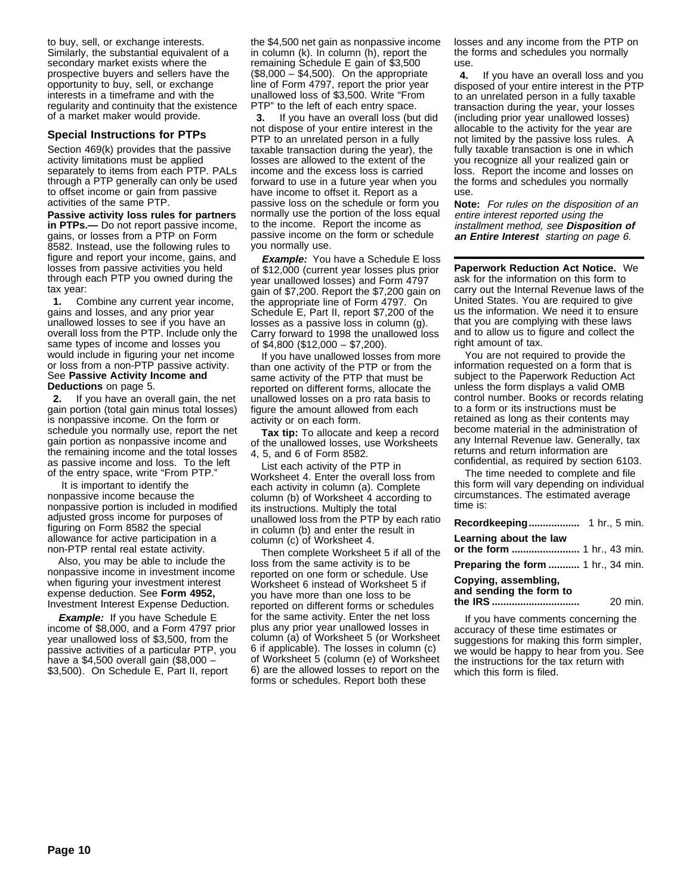to buy, sell, or exchange interests. Similarly, the substantial equivalent of a secondary market exists where the prospective buyers and sellers have the opportunity to buy, sell, or exchange interests in a timeframe and with the regularity and continuity that the existence of a market maker would provide.

### Special Instructions for PTPs

Section 469(k) provides that the passive activity limitations must be applied separately to items from each PTP. PALs through a PTP generally can only be used to offset income or gain from passive activities of the same PTP.

**Passive activity loss rules for partners in PTPs.—** Do not report passive income, gains, or losses from a PTP on Form 8582. Instead, use the following rules to figure and report your income, gains, and losses from passive activities you held through each PTP you owned during the tax year:

**1.** Combine any current year income, gains and losses, and any prior year unallowed losses to see if you have an overall loss from the PTP. Include only the same types of income and losses you would include in figuring your net income or loss from a non-PTP passive activity. See **Passive Activity Income and Deductions** on page 5.

**2.** If you have an overall gain, the net gain portion (total gain minus total losses) is nonpassive income. On the form or schedule you normally use, report the net gain portion as nonpassive income and the remaining income and the total losses as passive income and loss. To the left of the entry space, write "From PTP."

It is important to identify the nonpassive income because the nonpassive portion is included in modified adjusted gross income for purposes of figuring on Form 8582 the special allowance for active participation in a non-PTP rental real estate activity.

Also, you may be able to include the nonpassive income in investment income when figuring your investment interest expense deduction. See **Form 4952,** Investment Interest Expense Deduction.

***Example:*** If you have Schedule E income of $8,000, and a Form 4797 prior year unallowed loss of $3,500, from the passive activities of a particular PTP, you have a $4,500 overall gain ($8,000 – $3,500). On Schedule E, Part II, report the $4,500 net gain as nonpassive income in column (k). In column (h), report the remaining Schedule E gain of $3,500 ($8,000 – $4,500). On the appropriate line of Form 4797, report the prior year unallowed loss of $3,500. Write "From PTP" to the left of each entry space.

**3.** If you have an overall loss (but did not dispose of your entire interest in the PTP to an unrelated person in a fully taxable transaction during the year), the losses are allowed to the extent of the income and the excess loss is carried forward to use in a future year when you have income to offset it. Report as a passive loss on the schedule or form you normally use the portion of the loss equal to the income. Report the income as passive income on the form or schedule you normally use.

***Example:*** You have a Schedule E loss of $12,000 (current year losses plus prior year unallowed losses) and Form 4797 gain of $7,200. Report the $7,200 gain on the appropriate line of Form 4797. On Schedule E, Part II, report $7,200 of the losses as a passive loss in column (g). Carry forward to 1998 the unallowed loss of $4,800 ($12,000 – $7,200).

If you have unallowed losses from more than one activity of the PTP or from the same activity of the PTP that must be reported on different forms, allocate the unallowed losses on a pro rata basis to figure the amount allowed from each activity or on each form.

**Tax tip:** To allocate and keep a record of the unallowed losses, use Worksheets 4, 5, and 6 of Form 8582.

List each activity of the PTP in Worksheet 4. Enter the overall loss from each activity in column (a). Complete column (b) of Worksheet 4 according to its instructions. Multiply the total unallowed loss from the PTP by each ratio in column (b) and enter the result in column (c) of Worksheet 4.

Then complete Worksheet 5 if all of the loss from the same activity is to be reported on one form or schedule. Use Worksheet 6 instead of Worksheet 5 if you have more than one loss to be reported on different forms or schedules for the same activity. Enter the net loss plus any prior year unallowed losses in column (a) of Worksheet 5 (or Worksheet 6 if applicable). The losses in column (c) of Worksheet 5 (column (e) of Worksheet 6) are the allowed losses to report on the forms or schedules. Report both these losses and any income from the PTP on the forms and schedules you normally use.

**4.** If you have an overall loss and you disposed of your entire interest in the PTP to an unrelated person in a fully taxable transaction during the year, your losses (including prior year unallowed losses) allocable to the activity for the year are not limited by the passive loss rules. A fully taxable transaction is one in which you recognize all your realized gain or loss. Report the income and losses on the forms and schedules you normally use.

**Note:** *For rules on the disposition of an entire interest reported using the installment method, see* ***Disposition of an Entire Interest*** *starting on page 6.*

**Paperwork Reduction Act Notice.** We ask for the information on this form to carry out the Internal Revenue laws of the United States. You are required to give us the information. We need it to ensure that you are complying with these laws and to allow us to figure and collect the right amount of tax.

You are not required to provide the information requested on a form that is subject to the Paperwork Reduction Act unless the form displays a valid OMB control number. Books or records relating to a form or its instructions must be retained as long as their contents may become material in the administration of any Internal Revenue law. Generally, tax returns and return information are confidential, as required by section 6103.

The time needed to complete and file this form will vary depending on individual circumstances. The estimated average time is:

| | |
|---|---|
| **Recordkeeping** | 1 hr., 5 min. |
| **Learning about the law or the form** | 1 hr., 43 min. |
| **Preparing the form** | 1 hr., 34 min. |
| **Copying, assembling, and sending the form to the IRS** | 20 min. |

If you have comments concerning the accuracy of these time estimates or suggestions for making this form simpler, we would be happy to hear from you. See the instructions for the tax return with which this form is filed.